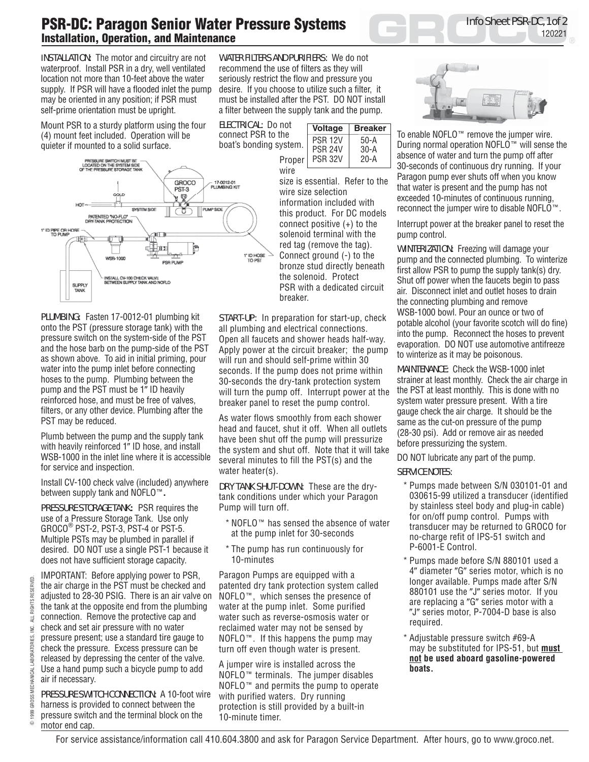# PSR-DC: Paragon Senior Water Pressure Systems

## Installation, Operation, and Maintenance

INSTALLATION: The motor and circuitry are not waterproof. Install PSR in a dry, well ventilated location not more than 10-feet above the water supply. If PSR will have a flooded inlet the pump may be oriented in any position; if PSR must self-prime orientation must be upright.

Mount PSR to a sturdy platform using the four (4) mount feet included. Operation will be quieter if mounted to a solid surface.

PLUMBING: Fasten 17-0012-01 plumbing kit onto the PST (pressure storage tank) with the pressure switch on the system-side of the PST and the hose barb on the pump-side of the PST as shown above. To aid in initial priming, pour water into the pump inlet before connecting hoses to the pump. Plumbing between the pump and the PST must be 1″ ID heavily reinforced hose, and must be free of valves, filters, or any other device. Plumbing after the PST may be reduced.

Plumb between the pump and the supply tank with heavily reinforced 1″ ID hose, and install WSB-1000 in the inlet line where it is accessible for service and inspection.

Install CV-100 check valve (included) anywhere between supply tank and NOFLO™.

PRESSURE STORAGE TANK: PSR requires the use of a Pressure Storage Tank. Use only GROCO® PST-2, PST-3, PST-4 or PST-5. Multiple PSTs may be plumbed in parallel if desired. DO NOT use a single PST-1 because it does not have sufficient storage capacity.

IMPORTANT: Before applying power to PSR, the air charge in the PST must be checked and adjusted to 28-30 PSIG. There is an air valve on the tank at the opposite end from the plumbing connection. Remove the protective cap and check and set air pressure with no water pressure present; use a standard tire gauge to check the pressure. Excess pressure can be released by depressing the center of the valve. Use a hand pump such a bicycle pump to add air if necessary.

PRESSURE SWITCH CONNECTION: A 10-foot wire harness is provided to connect between the pressure switch and the terminal block on the motor end cap.

WATER FILTERS AND PURIFIERS: We do not recommend the use of filters as they will seriously restrict the flow and pressure you desire. If you choose to utilize such a filter, it must be installed after the PST. DO NOT install a filter between the supply tank and the pump.

ELECTRICAL: Do not connect PSR to the boat's bonding system. Proper wire size is essential. Refer to the wire size selection information included with this product. For DC models connect positive (+) to the solenoid terminal with the red tag (remove the tag). Connect ground (-) to the bronze stud directly beneath the solenoid. Protect PSR with a dedicated circuit breaker.

| Voltage | Breaker |
|---|---|
| PSR 12V | 50-A |
| PSR 24V | 30-A |
| PSR 32V | 20-A |

START-UP: In preparation for start-up, check all plumbing and electrical connections. Open all faucets and shower heads half-way. Apply power at the circuit breaker; the pump will run and should self-prime within 30 seconds. If the pump does not prime within 30-seconds the dry-tank protection system will turn the pump off. Interrupt power at the breaker panel to reset the pump control.

As water flows smoothly from each shower head and faucet, shut it off. When all outlets have been shut off the pump will pressurize the system and shut off. Note that it will take several minutes to fill the PST(s) and the water heater(s).

DRY TANK SHUT-DOWN: These are the dry-tank conditions under which your Paragon Pump will turn off.

* NOFLO™ has sensed the absence of water at the pump inlet for 30-seconds
* The pump has run continuously for 10-minutes

Paragon Pumps are equipped with a patented dry tank protection system called NOFLO™, which senses the presence of water at the pump inlet. Some purified water such as reverse-osmosis water or reclaimed water may not be sensed by NOFLO™. If this happens the pump may turn off even though water is present.

A jumper wire is installed across the NOFLO™ terminals. The jumper disables NOFLO™ and permits the pump to operate with purified waters. Dry running protection is still provided by a built-in 10-minute timer.

To enable NOFLO™ remove the jumper wire. During normal operation NOFLO™ will sense the absence of water and turn the pump off after 30-seconds of continuous dry running. If your Paragon pump ever shuts off when you know that water is present and the pump has not exceeded 10-minutes of continuous running, reconnect the jumper wire to disable NOFLO™.

Interrupt power at the breaker panel to reset the pump control.

WINTERIZATION: Freezing will damage your pump and the connected plumbing. To winterize first allow PSR to pump the supply tank(s) dry. Shut off power when the faucets begin to pass air. Disconnect inlet and outlet hoses to drain the connecting plumbing and remove WSB-1000 bowl. Pour an ounce or two of potable alcohol (your favorite scotch will do fine) into the pump. Reconnect the hoses to prevent evaporation. DO NOT use automotive antifreeze to winterize as it may be poisonous.

MAINTENANCE: Check the WSB-1000 inlet strainer at least monthly. Check the air charge in the PST at least monthly. This is done with no system water pressure present. With a tire gauge check the air charge. It should be the same as the cut-on pressure of the pump (28-30 psi). Add or remove air as needed before pressurizing the system.

DO NOT lubricate any part of the pump.

SERVICE NOTES:

* Pumps made between S/N 030101-01 and 030615-99 utilized a transducer (identified by stainless steel body and plug-in cable) for on/off pump control. Pumps with transducer may be returned to GROCO for no-charge refit of IPS-51 switch and P-6001-E Control.
* Pumps made before S/N 880101 used a 4″ diameter ″G″ series motor, which is no longer available. Pumps made after S/N 880101 use the ″J″ series motor. If you are replacing a ″G″ series motor with a ″J″ series motor, P-7004-D base is also required.
* Adjustable pressure switch #69-A may be substituted for IPS-51, but **must not be used aboard gasoline-powered boats.**

© 1999 GROSS MECHANICAL LABORATORIES, INC. ALL RIGHTS RESERVED.

For service assistance/information call 410.604.3800 and ask for Paragon Service Department. After hours, go to www.groco.net.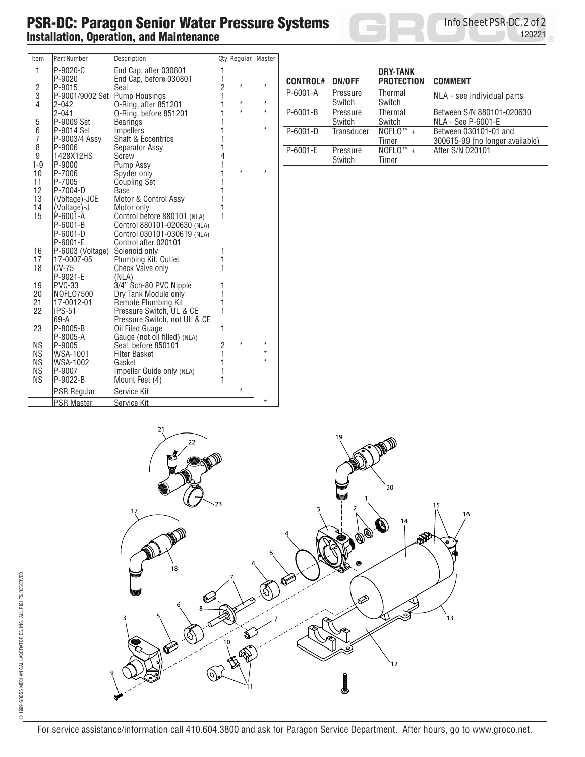# PSR-DC: Paragon Senior Water Pressure Systems

## Installation, Operation, and Maintenance

| Item | Part Number | Description | Qty | Regular | Master |
|---|---|---|---|---|---|
| 1 | P-9020-C | End Cap, after 030801 | 1 | | |
| | P-9020 | End Cap, before 030801 | 1 | | |
| 2 | P-9015 | Seal | 2 | * | * |
| 3 | P-9001/9002 Set | Pump Housings | 1 | | |
| 4 | 2-042 | O-Ring, after 851201 | 1 | * | * |
| | 2-041 | O-Ring, before 851201 | 1 | * | * |
| 5 | P-9009 Set | Bearings | 1 | | |
| 6 | P-9014 Set | Impellers | 1 | | * |
| 7 | P-9003/4 Assy | Shaft & Eccentrics | 1 | | |
| 8 | P-9006 | Separator Assy | 1 | | |
| 9 | 1428X12HS | Screw | 4 | | |
| 1-9 | P-9000 | Pump Assy | 1 | | |
| 10 | P-7006 | Spyder only | 1 | * | * |
| 11 | P-7005 | Coupling Set | 1 | | |
| 12 | P-7004-D | Base | 1 | | |
| 13 | (Voltage)-JCE | Motor & Control Assy | 1 | | |
| 14 | (Voltage)-J | Motor only | 1 | | |
| 15 | P-6001-A | Control before 880101 (NLA) | 1 | | |
| | P-6001-B | Control 880101-020630 (NLA) | | | |
| | P-6001-D | Control 030101-030619 (NLA) | | | |
| | P-6001-E | Control after 020101 | | | |
| 16 | P-6003 (Voltage) | Solenoid only | 1 | | |
| 17 | 17-0007-05 | Plumbing Kit, Outlet | 1 | | |
| 18 | CV-75 | Check Valve only | 1 | | |
| | P-9021-E | (NLA) | | | |
| 19 | PVC-33 | 3/4" Sch-80 PVC Nipple | 1 | | |
| 20 | NOFLO7500 | Dry Tank Module only | 1 | | |
| 21 | 17-0012-01 | Remote Plumbing Kit | 1 | | |
| 22 | IPS-51 | Pressure Switch, UL & CE | 1 | | |
| | 69-A | Pressure Switch, not UL & CE | | | |
| 23 | P-8005-B | Oil Filed Guage | 1 | | |
| | P-8005-A | Gauge (not oil filled) (NLA) | | | |
| NS | P-9005 | Seal, before 850101 | 2 | * | * |
| NS | WSA-1001 | Filter Basket | 1 | | * |
| NS | WSA-1002 | Gasket | 1 | | * |
| NS | P-9007 | Impeller Guide only (NLA) | 1 | | |
| NS | P-9022-B | Mount Feet (4) | 1 | | |
| | PSR Regular | Service Kit | | * | |
| | PSR Master | Service Kit | | | * |

| CONTROL# | ON/OFF | DRY-TANK PROTECTION | COMMENT |
|---|---|---|---|
| P-6001-A | Pressure Switch | Thermal Switch | NLA - see individual parts |
| P-6001-B | Pressure Switch | Thermal Switch | Between S/N 880101-020630 NLA - See P-6001-E |
| P-6001-D | Transducer | NOFLO™ + Timer | Between 030101-01 and 300615-99 (no longer available) |
| P-6001-E | Pressure Switch | NOFLO™ + Timer | After S/N 020101 |

21 22 23 17 18 19 20 1 2 3 4 5 6 7 8 9 10 11 12 13 14 15 16

© 1999 GROSS MECHANICAL LABORATORIES, INC. ALL RIGHTS RESERVED.

For service assistance/information call 410.604.3800 and ask for Paragon Service Department. After hours, go to www.groco.net.